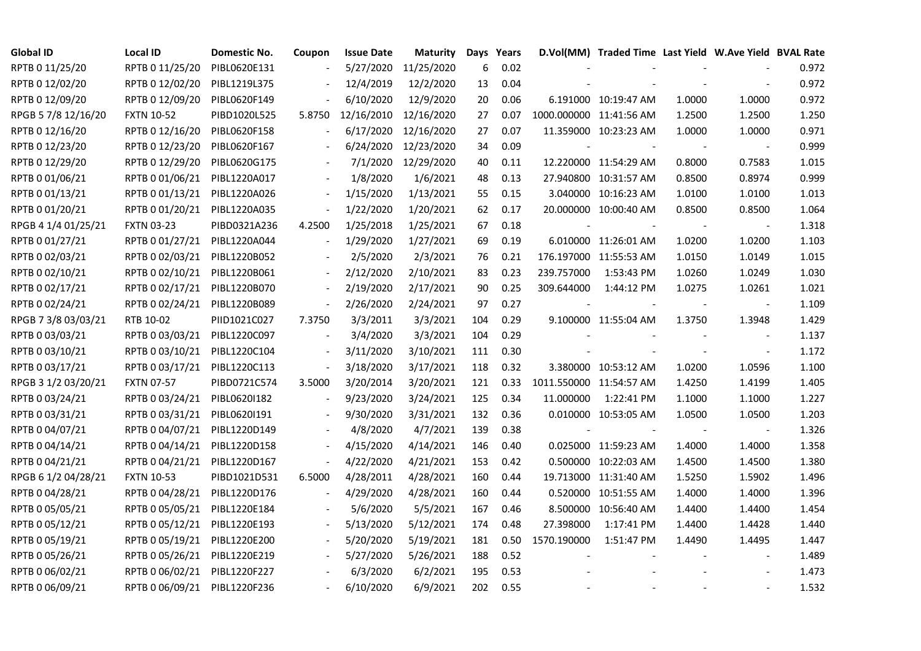| Global ID | Local ID | Domestic No. | Coupon | Issue Date | Maturity | Days | Years | D.Vol(MM) | Traded Time | Last Yield | W.Ave Yield | BVAL Rate |
|---|---|---|---|---|---|---|---|---|---|---|---|---|
| RPTB 0 11/25/20 | RPTB 0 11/25/20 | PIBL0620E131 | - | 5/27/2020 | 11/25/2020 | 6 | 0.02 | - | - | - | - | 0.972 |
| RPTB 0 12/02/20 | RPTB 0 12/02/20 | PIBL1219L375 | - | 12/4/2019 | 12/2/2020 | 13 | 0.04 | - | - | - | - | 0.972 |
| RPTB 0 12/09/20 | RPTB 0 12/09/20 | PIBL0620F149 | - | 6/10/2020 | 12/9/2020 | 20 | 0.06 | 6.191000 | 10:19:47 AM | 1.0000 | 1.0000 | 0.972 |
| RPGB 5 7/8 12/16/20 | FXTN 10-52 | PIBD1020L525 | 5.8750 | 12/16/2010 | 12/16/2020 | 27 | 0.07 | 1000.000000 | 11:41:56 AM | 1.2500 | 1.2500 | 1.250 |
| RPTB 0 12/16/20 | RPTB 0 12/16/20 | PIBL0620F158 | - | 6/17/2020 | 12/16/2020 | 27 | 0.07 | 11.359000 | 10:23:23 AM | 1.0000 | 1.0000 | 0.971 |
| RPTB 0 12/23/20 | RPTB 0 12/23/20 | PIBL0620F167 | - | 6/24/2020 | 12/23/2020 | 34 | 0.09 | - | - | - | - | 0.999 |
| RPTB 0 12/29/20 | RPTB 0 12/29/20 | PIBL0620G175 | - | 7/1/2020 | 12/29/2020 | 40 | 0.11 | 12.220000 | 11:54:29 AM | 0.8000 | 0.7583 | 1.015 |
| RPTB 0 01/06/21 | RPTB 0 01/06/21 | PIBL1220A017 | - | 1/8/2020 | 1/6/2021 | 48 | 0.13 | 27.940800 | 10:31:57 AM | 0.8500 | 0.8974 | 0.999 |
| RPTB 0 01/13/21 | RPTB 0 01/13/21 | PIBL1220A026 | - | 1/15/2020 | 1/13/2021 | 55 | 0.15 | 3.040000 | 10:16:23 AM | 1.0100 | 1.0100 | 1.013 |
| RPTB 0 01/20/21 | RPTB 0 01/20/21 | PIBL1220A035 | - | 1/22/2020 | 1/20/2021 | 62 | 0.17 | 20.000000 | 10:00:40 AM | 0.8500 | 0.8500 | 1.064 |
| RPGB 4 1/4 01/25/21 | FXTN 03-23 | PIBD0321A236 | 4.2500 | 1/25/2018 | 1/25/2021 | 67 | 0.18 | - | - | - | - | 1.318 |
| RPTB 0 01/27/21 | RPTB 0 01/27/21 | PIBL1220A044 | - | 1/29/2020 | 1/27/2021 | 69 | 0.19 | 6.010000 | 11:26:01 AM | 1.0200 | 1.0200 | 1.103 |
| RPTB 0 02/03/21 | RPTB 0 02/03/21 | PIBL1220B052 | - | 2/5/2020 | 2/3/2021 | 76 | 0.21 | 176.197000 | 11:55:53 AM | 1.0150 | 1.0149 | 1.015 |
| RPTB 0 02/10/21 | RPTB 0 02/10/21 | PIBL1220B061 | - | 2/12/2020 | 2/10/2021 | 83 | 0.23 | 239.757000 | 1:53:43 PM | 1.0260 | 1.0249 | 1.030 |
| RPTB 0 02/17/21 | RPTB 0 02/17/21 | PIBL1220B070 | - | 2/19/2020 | 2/17/2021 | 90 | 0.25 | 309.644000 | 1:44:12 PM | 1.0275 | 1.0261 | 1.021 |
| RPTB 0 02/24/21 | RPTB 0 02/24/21 | PIBL1220B089 | - | 2/26/2020 | 2/24/2021 | 97 | 0.27 | - | - | - | - | 1.109 |
| RPGB 7 3/8 03/03/21 | RTB 10-02 | PIID1021C027 | 7.3750 | 3/3/2011 | 3/3/2021 | 104 | 0.29 | 9.100000 | 11:55:04 AM | 1.3750 | 1.3948 | 1.429 |
| RPTB 0 03/03/21 | RPTB 0 03/03/21 | PIBL1220C097 | - | 3/4/2020 | 3/3/2021 | 104 | 0.29 | - | - | - | - | 1.137 |
| RPTB 0 03/10/21 | RPTB 0 03/10/21 | PIBL1220C104 | - | 3/11/2020 | 3/10/2021 | 111 | 0.30 | - | - | - | - | 1.172 |
| RPTB 0 03/17/21 | RPTB 0 03/17/21 | PIBL1220C113 | - | 3/18/2020 | 3/17/2021 | 118 | 0.32 | 3.380000 | 10:53:12 AM | 1.0200 | 1.0596 | 1.100 |
| RPGB 3 1/2 03/20/21 | FXTN 07-57 | PIBD0721C574 | 3.5000 | 3/20/2014 | 3/20/2021 | 121 | 0.33 | 1011.550000 | 11:54:57 AM | 1.4250 | 1.4199 | 1.405 |
| RPTB 0 03/24/21 | RPTB 0 03/24/21 | PIBL0620I182 | - | 9/23/2020 | 3/24/2021 | 125 | 0.34 | 11.000000 | 1:22:41 PM | 1.1000 | 1.1000 | 1.227 |
| RPTB 0 03/31/21 | RPTB 0 03/31/21 | PIBL0620I191 | - | 9/30/2020 | 3/31/2021 | 132 | 0.36 | 0.010000 | 10:53:05 AM | 1.0500 | 1.0500 | 1.203 |
| RPTB 0 04/07/21 | RPTB 0 04/07/21 | PIBL1220D149 | - | 4/8/2020 | 4/7/2021 | 139 | 0.38 | - | - | - | - | 1.326 |
| RPTB 0 04/14/21 | RPTB 0 04/14/21 | PIBL1220D158 | - | 4/15/2020 | 4/14/2021 | 146 | 0.40 | 0.025000 | 11:59:23 AM | 1.4000 | 1.4000 | 1.358 |
| RPTB 0 04/21/21 | RPTB 0 04/21/21 | PIBL1220D167 | - | 4/22/2020 | 4/21/2021 | 153 | 0.42 | 0.500000 | 10:22:03 AM | 1.4500 | 1.4500 | 1.380 |
| RPGB 6 1/2 04/28/21 | FXTN 10-53 | PIBD1021D531 | 6.5000 | 4/28/2011 | 4/28/2021 | 160 | 0.44 | 19.713000 | 11:31:40 AM | 1.5250 | 1.5902 | 1.496 |
| RPTB 0 04/28/21 | RPTB 0 04/28/21 | PIBL1220D176 | - | 4/29/2020 | 4/28/2021 | 160 | 0.44 | 0.520000 | 10:51:55 AM | 1.4000 | 1.4000 | 1.396 |
| RPTB 0 05/05/21 | RPTB 0 05/05/21 | PIBL1220E184 | - | 5/6/2020 | 5/5/2021 | 167 | 0.46 | 8.500000 | 10:56:40 AM | 1.4400 | 1.4400 | 1.454 |
| RPTB 0 05/12/21 | RPTB 0 05/12/21 | PIBL1220E193 | - | 5/13/2020 | 5/12/2021 | 174 | 0.48 | 27.398000 | 1:17:41 PM | 1.4400 | 1.4428 | 1.440 |
| RPTB 0 05/19/21 | RPTB 0 05/19/21 | PIBL1220E200 | - | 5/20/2020 | 5/19/2021 | 181 | 0.50 | 1570.190000 | 1:51:47 PM | 1.4490 | 1.4495 | 1.447 |
| RPTB 0 05/26/21 | RPTB 0 05/26/21 | PIBL1220E219 | - | 5/27/2020 | 5/26/2021 | 188 | 0.52 | - | - | - | - | 1.489 |
| RPTB 0 06/02/21 | RPTB 0 06/02/21 | PIBL1220F227 | - | 6/3/2020 | 6/2/2021 | 195 | 0.53 | - | - | - | - | 1.473 |
| RPTB 0 06/09/21 | RPTB 0 06/09/21 | PIBL1220F236 | - | 6/10/2020 | 6/9/2021 | 202 | 0.55 | - | - | - | - | 1.532 |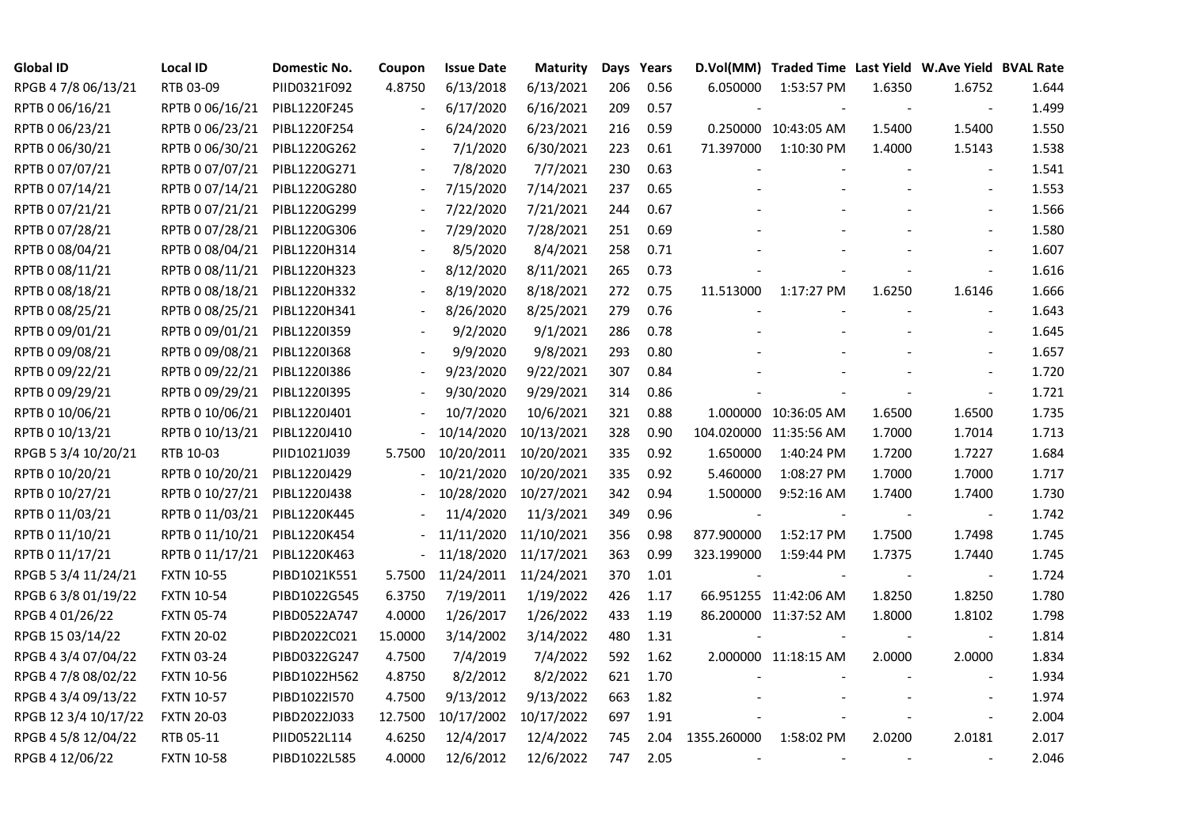| Global ID | Local ID | Domestic No. | Coupon | Issue Date | Maturity | Days | Years | D.Vol(MM) | Traded Time | Last Yield | W.Ave Yield | BVAL Rate |
|---|---|---|---|---|---|---|---|---|---|---|---|---|
| RPGB 4 7/8 06/13/21 | RTB 03-09 | PIID0321F092 | 4.8750 | 6/13/2018 | 6/13/2021 | 206 | 0.56 | 6.050000 | 1:53:57 PM | 1.6350 | 1.6752 | 1.644 |
| RPTB 0 06/16/21 | RPTB 0 06/16/21 | PIBL1220F245 | - | 6/17/2020 | 6/16/2021 | 209 | 0.57 | - | - | - | - | 1.499 |
| RPTB 0 06/23/21 | RPTB 0 06/23/21 | PIBL1220F254 | - | 6/24/2020 | 6/23/2021 | 216 | 0.59 | 0.250000 | 10:43:05 AM | 1.5400 | 1.5400 | 1.550 |
| RPTB 0 06/30/21 | RPTB 0 06/30/21 | PIBL1220G262 | - | 7/1/2020 | 6/30/2021 | 223 | 0.61 | 71.397000 | 1:10:30 PM | 1.4000 | 1.5143 | 1.538 |
| RPTB 0 07/07/21 | RPTB 0 07/07/21 | PIBL1220G271 | - | 7/8/2020 | 7/7/2021 | 230 | 0.63 | - | - | - | - | 1.541 |
| RPTB 0 07/14/21 | RPTB 0 07/14/21 | PIBL1220G280 | - | 7/15/2020 | 7/14/2021 | 237 | 0.65 | - | - | - | - | 1.553 |
| RPTB 0 07/21/21 | RPTB 0 07/21/21 | PIBL1220G299 | - | 7/22/2020 | 7/21/2021 | 244 | 0.67 | - | - | - | - | 1.566 |
| RPTB 0 07/28/21 | RPTB 0 07/28/21 | PIBL1220G306 | - | 7/29/2020 | 7/28/2021 | 251 | 0.69 | - | - | - | - | 1.580 |
| RPTB 0 08/04/21 | RPTB 0 08/04/21 | PIBL1220H314 | - | 8/5/2020 | 8/4/2021 | 258 | 0.71 | - | - | - | - | 1.607 |
| RPTB 0 08/11/21 | RPTB 0 08/11/21 | PIBL1220H323 | - | 8/12/2020 | 8/11/2021 | 265 | 0.73 | - | - | - | - | 1.616 |
| RPTB 0 08/18/21 | RPTB 0 08/18/21 | PIBL1220H332 | - | 8/19/2020 | 8/18/2021 | 272 | 0.75 | 11.513000 | 1:17:27 PM | 1.6250 | 1.6146 | 1.666 |
| RPTB 0 08/25/21 | RPTB 0 08/25/21 | PIBL1220H341 | - | 8/26/2020 | 8/25/2021 | 279 | 0.76 | - | - | - | - | 1.643 |
| RPTB 0 09/01/21 | RPTB 0 09/01/21 | PIBL1220I359 | - | 9/2/2020 | 9/1/2021 | 286 | 0.78 | - | - | - | - | 1.645 |
| RPTB 0 09/08/21 | RPTB 0 09/08/21 | PIBL1220I368 | - | 9/9/2020 | 9/8/2021 | 293 | 0.80 | - | - | - | - | 1.657 |
| RPTB 0 09/22/21 | RPTB 0 09/22/21 | PIBL1220I386 | - | 9/23/2020 | 9/22/2021 | 307 | 0.84 | - | - | - | - | 1.720 |
| RPTB 0 09/29/21 | RPTB 0 09/29/21 | PIBL1220I395 | - | 9/30/2020 | 9/29/2021 | 314 | 0.86 | - | - | - | - | 1.721 |
| RPTB 0 10/06/21 | RPTB 0 10/06/21 | PIBL1220J401 | - | 10/7/2020 | 10/6/2021 | 321 | 0.88 | 1.000000 | 10:36:05 AM | 1.6500 | 1.6500 | 1.735 |
| RPTB 0 10/13/21 | RPTB 0 10/13/21 | PIBL1220J410 | - | 10/14/2020 | 10/13/2021 | 328 | 0.90 | 104.020000 | 11:35:56 AM | 1.7000 | 1.7014 | 1.713 |
| RPGB 5 3/4 10/20/21 | RTB 10-03 | PIID1021J039 | 5.7500 | 10/20/2011 | 10/20/2021 | 335 | 0.92 | 1.650000 | 1:40:24 PM | 1.7200 | 1.7227 | 1.684 |
| RPTB 0 10/20/21 | RPTB 0 10/20/21 | PIBL1220J429 | - | 10/21/2020 | 10/20/2021 | 335 | 0.92 | 5.460000 | 1:08:27 PM | 1.7000 | 1.7000 | 1.717 |
| RPTB 0 10/27/21 | RPTB 0 10/27/21 | PIBL1220J438 | - | 10/28/2020 | 10/27/2021 | 342 | 0.94 | 1.500000 | 9:52:16 AM | 1.7400 | 1.7400 | 1.730 |
| RPTB 0 11/03/21 | RPTB 0 11/03/21 | PIBL1220K445 | - | 11/4/2020 | 11/3/2021 | 349 | 0.96 | - | - | - | - | 1.742 |
| RPTB 0 11/10/21 | RPTB 0 11/10/21 | PIBL1220K454 | - | 11/11/2020 | 11/10/2021 | 356 | 0.98 | 877.900000 | 1:52:17 PM | 1.7500 | 1.7498 | 1.745 |
| RPTB 0 11/17/21 | RPTB 0 11/17/21 | PIBL1220K463 | - | 11/18/2020 | 11/17/2021 | 363 | 0.99 | 323.199000 | 1:59:44 PM | 1.7375 | 1.7440 | 1.745 |
| RPGB 5 3/4 11/24/21 | FXTN 10-55 | PIBD1021K551 | 5.7500 | 11/24/2011 | 11/24/2021 | 370 | 1.01 | - | - | - | - | 1.724 |
| RPGB 6 3/8 01/19/22 | FXTN 10-54 | PIBD1022G545 | 6.3750 | 7/19/2011 | 1/19/2022 | 426 | 1.17 | 66.951255 | 11:42:06 AM | 1.8250 | 1.8250 | 1.780 |
| RPGB 4 01/26/22 | FXTN 05-74 | PIBD0522A747 | 4.0000 | 1/26/2017 | 1/26/2022 | 433 | 1.19 | 86.200000 | 11:37:52 AM | 1.8000 | 1.8102 | 1.798 |
| RPGB 15 03/14/22 | FXTN 20-02 | PIBD2022C021 | 15.0000 | 3/14/2002 | 3/14/2022 | 480 | 1.31 | - | - | - | - | 1.814 |
| RPGB 4 3/4 07/04/22 | FXTN 03-24 | PIBD0322G247 | 4.7500 | 7/4/2019 | 7/4/2022 | 592 | 1.62 | 2.000000 | 11:18:15 AM | 2.0000 | 2.0000 | 1.834 |
| RPGB 4 7/8 08/02/22 | FXTN 10-56 | PIBD1022H562 | 4.8750 | 8/2/2012 | 8/2/2022 | 621 | 1.70 | - | - | - | - | 1.934 |
| RPGB 4 3/4 09/13/22 | FXTN 10-57 | PIBD1022I570 | 4.7500 | 9/13/2012 | 9/13/2022 | 663 | 1.82 | - | - | - | - | 1.974 |
| RPGB 12 3/4 10/17/22 | FXTN 20-03 | PIBD2022J033 | 12.7500 | 10/17/2002 | 10/17/2022 | 697 | 1.91 | - | - | - | - | 2.004 |
| RPGB 4 5/8 12/04/22 | RTB 05-11 | PIID0522L114 | 4.6250 | 12/4/2017 | 12/4/2022 | 745 | 2.04 | 1355.260000 | 1:58:02 PM | 2.0200 | 2.0181 | 2.017 |
| RPGB 4 12/06/22 | FXTN 10-58 | PIBD1022L585 | 4.0000 | 12/6/2012 | 12/6/2022 | 747 | 2.05 | - | - | - | - | 2.046 |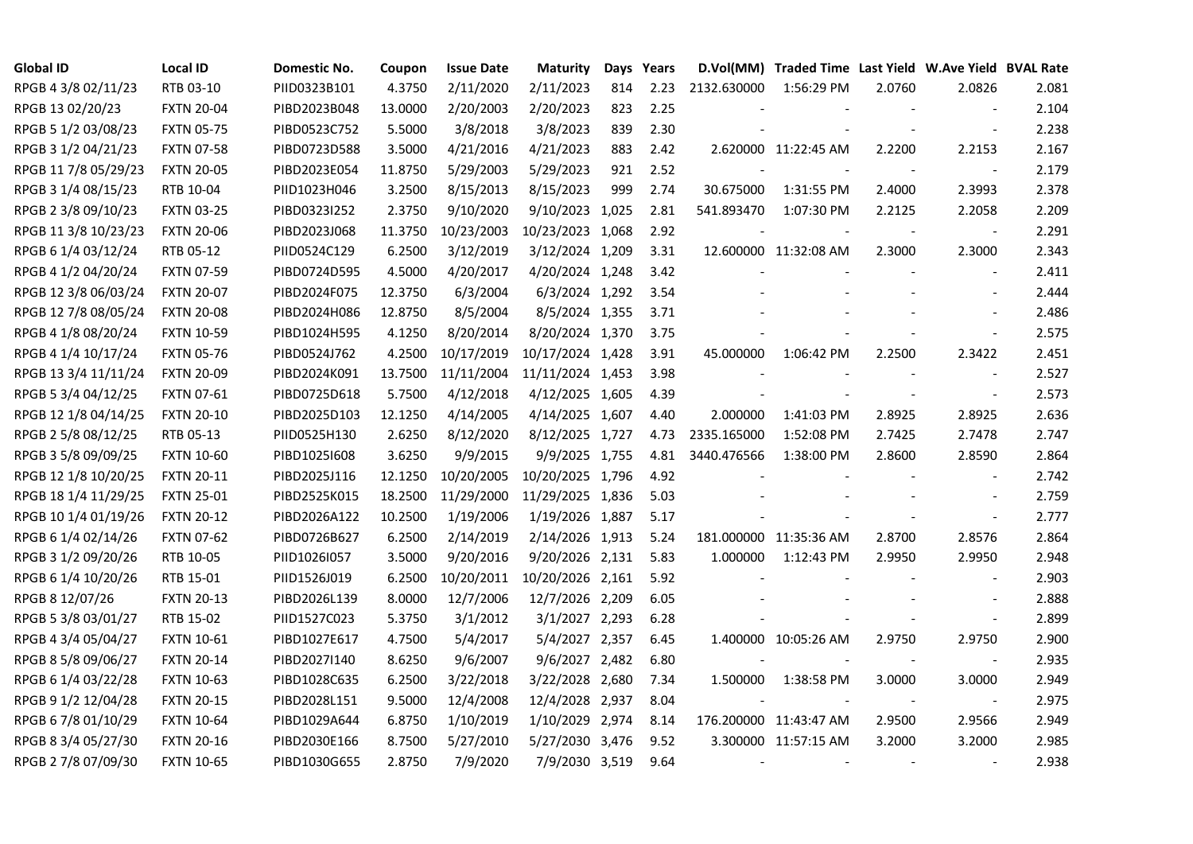| Global ID | Local ID | Domestic No. | Coupon | Issue Date | Maturity | Days | Years | D.Vol(MM) | Traded Time | Last Yield | W.Ave Yield | BVAL Rate |
|---|---|---|---|---|---|---|---|---|---|---|---|---|
| RPGB 4 3/8 02/11/23 | RTB 03-10 | PIID0323B101 | 4.3750 | 2/11/2020 | 2/11/2023 | 814 | 2.23 | 2132.630000 | 1:56:29 PM | 2.0760 | 2.0826 | 2.081 |
| RPGB 13 02/20/23 | FXTN 20-04 | PIBD2023B048 | 13.0000 | 2/20/2003 | 2/20/2023 | 823 | 2.25 | - | - | - | - | 2.104 |
| RPGB 5 1/2 03/08/23 | FXTN 05-75 | PIBD0523C752 | 5.5000 | 3/8/2018 | 3/8/2023 | 839 | 2.30 | - | - | - | - | 2.238 |
| RPGB 3 1/2 04/21/23 | FXTN 07-58 | PIBD0723D588 | 3.5000 | 4/21/2016 | 4/21/2023 | 883 | 2.42 | 2.620000 | 11:22:45 AM | 2.2200 | 2.2153 | 2.167 |
| RPGB 11 7/8 05/29/23 | FXTN 20-05 | PIBD2023E054 | 11.8750 | 5/29/2003 | 5/29/2023 | 921 | 2.52 | - | - | - | - | 2.179 |
| RPGB 3 1/4 08/15/23 | RTB 10-04 | PIID1023H046 | 3.2500 | 8/15/2013 | 8/15/2023 | 999 | 2.74 | 30.675000 | 1:31:55 PM | 2.4000 | 2.3993 | 2.378 |
| RPGB 2 3/8 09/10/23 | FXTN 03-25 | PIBD0323I252 | 2.3750 | 9/10/2020 | 9/10/2023 | 1,025 | 2.81 | 541.893470 | 1:07:30 PM | 2.2125 | 2.2058 | 2.209 |
| RPGB 11 3/8 10/23/23 | FXTN 20-06 | PIBD2023J068 | 11.3750 | 10/23/2003 | 10/23/2023 | 1,068 | 2.92 | - | - | - | - | 2.291 |
| RPGB 6 1/4 03/12/24 | RTB 05-12 | PIID0524C129 | 6.2500 | 3/12/2019 | 3/12/2024 | 1,209 | 3.31 | 12.600000 | 11:32:08 AM | 2.3000 | 2.3000 | 2.343 |
| RPGB 4 1/2 04/20/24 | FXTN 07-59 | PIBD0724D595 | 4.5000 | 4/20/2017 | 4/20/2024 | 1,248 | 3.42 | - | - | - | - | 2.411 |
| RPGB 12 3/8 06/03/24 | FXTN 20-07 | PIBD2024F075 | 12.3750 | 6/3/2004 | 6/3/2024 | 1,292 | 3.54 | - | - | - | - | 2.444 |
| RPGB 12 7/8 08/05/24 | FXTN 20-08 | PIBD2024H086 | 12.8750 | 8/5/2004 | 8/5/2024 | 1,355 | 3.71 | - | - | - | - | 2.486 |
| RPGB 4 1/8 08/20/24 | FXTN 10-59 | PIBD1024H595 | 4.1250 | 8/20/2014 | 8/20/2024 | 1,370 | 3.75 | - | - | - | - | 2.575 |
| RPGB 4 1/4 10/17/24 | FXTN 05-76 | PIBD0524J762 | 4.2500 | 10/17/2019 | 10/17/2024 | 1,428 | 3.91 | 45.000000 | 1:06:42 PM | 2.2500 | 2.3422 | 2.451 |
| RPGB 13 3/4 11/11/24 | FXTN 20-09 | PIBD2024K091 | 13.7500 | 11/11/2004 | 11/11/2024 | 1,453 | 3.98 | - | - | - | - | 2.527 |
| RPGB 5 3/4 04/12/25 | FXTN 07-61 | PIBD0725D618 | 5.7500 | 4/12/2018 | 4/12/2025 | 1,605 | 4.39 | - | - | - | - | 2.573 |
| RPGB 12 1/8 04/14/25 | FXTN 20-10 | PIBD2025D103 | 12.1250 | 4/14/2005 | 4/14/2025 | 1,607 | 4.40 | 2.000000 | 1:41:03 PM | 2.8925 | 2.8925 | 2.636 |
| RPGB 2 5/8 08/12/25 | RTB 05-13 | PIID0525H130 | 2.6250 | 8/12/2020 | 8/12/2025 | 1,727 | 4.73 | 2335.165000 | 1:52:08 PM | 2.7425 | 2.7478 | 2.747 |
| RPGB 3 5/8 09/09/25 | FXTN 10-60 | PIBD1025I608 | 3.6250 | 9/9/2015 | 9/9/2025 | 1,755 | 4.81 | 3440.476566 | 1:38:00 PM | 2.8600 | 2.8590 | 2.864 |
| RPGB 12 1/8 10/20/25 | FXTN 20-11 | PIBD2025J116 | 12.1250 | 10/20/2005 | 10/20/2025 | 1,796 | 4.92 | - | - | - | - | 2.742 |
| RPGB 18 1/4 11/29/25 | FXTN 25-01 | PIBD2525K015 | 18.2500 | 11/29/2000 | 11/29/2025 | 1,836 | 5.03 | - | - | - | - | 2.759 |
| RPGB 10 1/4 01/19/26 | FXTN 20-12 | PIBD2026A122 | 10.2500 | 1/19/2006 | 1/19/2026 | 1,887 | 5.17 | - | - | - | - | 2.777 |
| RPGB 6 1/4 02/14/26 | FXTN 07-62 | PIBD0726B627 | 6.2500 | 2/14/2019 | 2/14/2026 | 1,913 | 5.24 | 181.000000 | 11:35:36 AM | 2.8700 | 2.8576 | 2.864 |
| RPGB 3 1/2 09/20/26 | RTB 10-05 | PIID1026I057 | 3.5000 | 9/20/2016 | 9/20/2026 | 2,131 | 5.83 | 1.000000 | 1:12:43 PM | 2.9950 | 2.9950 | 2.948 |
| RPGB 6 1/4 10/20/26 | RTB 15-01 | PIID1526J019 | 6.2500 | 10/20/2011 | 10/20/2026 | 2,161 | 5.92 | - | - | - | - | 2.903 |
| RPGB 8 12/07/26 | FXTN 20-13 | PIBD2026L139 | 8.0000 | 12/7/2006 | 12/7/2026 | 2,209 | 6.05 | - | - | - | - | 2.888 |
| RPGB 5 3/8 03/01/27 | RTB 15-02 | PIID1527C023 | 5.3750 | 3/1/2012 | 3/1/2027 | 2,293 | 6.28 | - | - | - | - | 2.899 |
| RPGB 4 3/4 05/04/27 | FXTN 10-61 | PIBD1027E617 | 4.7500 | 5/4/2017 | 5/4/2027 | 2,357 | 6.45 | 1.400000 | 10:05:26 AM | 2.9750 | 2.9750 | 2.900 |
| RPGB 8 5/8 09/06/27 | FXTN 20-14 | PIBD2027I140 | 8.6250 | 9/6/2007 | 9/6/2027 | 2,482 | 6.80 | - | - | - | - | 2.935 |
| RPGB 6 1/4 03/22/28 | FXTN 10-63 | PIBD1028C635 | 6.2500 | 3/22/2018 | 3/22/2028 | 2,680 | 7.34 | 1.500000 | 1:38:58 PM | 3.0000 | 3.0000 | 2.949 |
| RPGB 9 1/2 12/04/28 | FXTN 20-15 | PIBD2028L151 | 9.5000 | 12/4/2008 | 12/4/2028 | 2,937 | 8.04 | - | - | - | - | 2.975 |
| RPGB 6 7/8 01/10/29 | FXTN 10-64 | PIBD1029A644 | 6.8750 | 1/10/2019 | 1/10/2029 | 2,974 | 8.14 | 176.200000 | 11:43:47 AM | 2.9500 | 2.9566 | 2.949 |
| RPGB 8 3/4 05/27/30 | FXTN 20-16 | PIBD2030E166 | 8.7500 | 5/27/2010 | 5/27/2030 | 3,476 | 9.52 | 3.300000 | 11:57:15 AM | 3.2000 | 3.2000 | 2.985 |
| RPGB 2 7/8 07/09/30 | FXTN 10-65 | PIBD1030G655 | 2.8750 | 7/9/2020 | 7/9/2030 | 3,519 | 9.64 | - | - | - | - | 2.938 |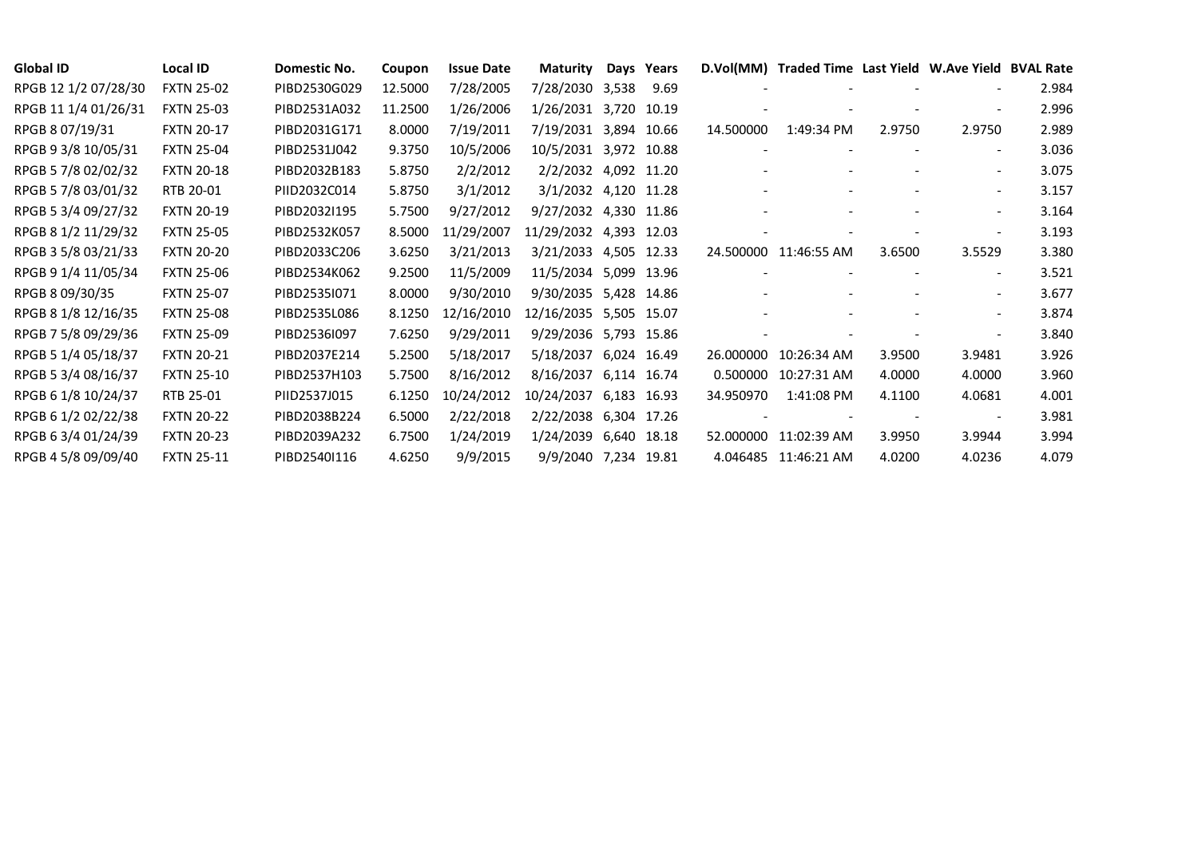| Global ID | Local ID | Domestic No. | Coupon | Issue Date | Maturity | Days | Years | D.Vol(MM) | Traded Time | Last Yield | W.Ave Yield | BVAL Rate |
|---|---|---|---|---|---|---|---|---|---|---|---|---|
| RPGB 12 1/2 07/28/30 | FXTN 25-02 | PIBD2530G029 | 12.5000 | 7/28/2005 | 7/28/2030 | 3,538 | 9.69 | - | - | - | - | 2.984 |
| RPGB 11 1/4 01/26/31 | FXTN 25-03 | PIBD2531A032 | 11.2500 | 1/26/2006 | 1/26/2031 | 3,720 | 10.19 | - | - | - | - | 2.996 |
| RPGB 8 07/19/31 | FXTN 20-17 | PIBD2031G171 | 8.0000 | 7/19/2011 | 7/19/2031 | 3,894 | 10.66 | 14.500000 | 1:49:34 PM | 2.9750 | 2.9750 | 2.989 |
| RPGB 9 3/8 10/05/31 | FXTN 25-04 | PIBD2531J042 | 9.3750 | 10/5/2006 | 10/5/2031 | 3,972 | 10.88 | - | - | - | - | 3.036 |
| RPGB 5 7/8 02/02/32 | FXTN 20-18 | PIBD2032B183 | 5.8750 | 2/2/2012 | 2/2/2032 | 4,092 | 11.20 | - | - | - | - | 3.075 |
| RPGB 5 7/8 03/01/32 | RTB 20-01 | PIID2032C014 | 5.8750 | 3/1/2012 | 3/1/2032 | 4,120 | 11.28 | - | - | - | - | 3.157 |
| RPGB 5 3/4 09/27/32 | FXTN 20-19 | PIBD2032I195 | 5.7500 | 9/27/2012 | 9/27/2032 | 4,330 | 11.86 | - | - | - | - | 3.164 |
| RPGB 8 1/2 11/29/32 | FXTN 25-05 | PIBD2532K057 | 8.5000 | 11/29/2007 | 11/29/2032 | 4,393 | 12.03 | - | - | - | - | 3.193 |
| RPGB 3 5/8 03/21/33 | FXTN 20-20 | PIBD2033C206 | 3.6250 | 3/21/2013 | 3/21/2033 | 4,505 | 12.33 | 24.500000 | 11:46:55 AM | 3.6500 | 3.5529 | 3.380 |
| RPGB 9 1/4 11/05/34 | FXTN 25-06 | PIBD2534K062 | 9.2500 | 11/5/2009 | 11/5/2034 | 5,099 | 13.96 | - | - | - | - | 3.521 |
| RPGB 8 09/30/35 | FXTN 25-07 | PIBD2535I071 | 8.0000 | 9/30/2010 | 9/30/2035 | 5,428 | 14.86 | - | - | - | - | 3.677 |
| RPGB 8 1/8 12/16/35 | FXTN 25-08 | PIBD2535L086 | 8.1250 | 12/16/2010 | 12/16/2035 | 5,505 | 15.07 | - | - | - | - | 3.874 |
| RPGB 7 5/8 09/29/36 | FXTN 25-09 | PIBD2536I097 | 7.6250 | 9/29/2011 | 9/29/2036 | 5,793 | 15.86 | - | - | - | - | 3.840 |
| RPGB 5 1/4 05/18/37 | FXTN 20-21 | PIBD2037E214 | 5.2500 | 5/18/2017 | 5/18/2037 | 6,024 | 16.49 | 26.000000 | 10:26:34 AM | 3.9500 | 3.9481 | 3.926 |
| RPGB 5 3/4 08/16/37 | FXTN 25-10 | PIBD2537H103 | 5.7500 | 8/16/2012 | 8/16/2037 | 6,114 | 16.74 | 0.500000 | 10:27:31 AM | 4.0000 | 4.0000 | 3.960 |
| RPGB 6 1/8 10/24/37 | RTB 25-01 | PIID2537J015 | 6.1250 | 10/24/2012 | 10/24/2037 | 6,183 | 16.93 | 34.950970 | 1:41:08 PM | 4.1100 | 4.0681 | 4.001 |
| RPGB 6 1/2 02/22/38 | FXTN 20-22 | PIBD2038B224 | 6.5000 | 2/22/2018 | 2/22/2038 | 6,304 | 17.26 | - | - | - | - | 3.981 |
| RPGB 6 3/4 01/24/39 | FXTN 20-23 | PIBD2039A232 | 6.7500 | 1/24/2019 | 1/24/2039 | 6,640 | 18.18 | 52.000000 | 11:02:39 AM | 3.9950 | 3.9944 | 3.994 |
| RPGB 4 5/8 09/09/40 | FXTN 25-11 | PIBD2540I116 | 4.6250 | 9/9/2015 | 9/9/2040 | 7,234 | 19.81 | 4.046485 | 11:46:21 AM | 4.0200 | 4.0236 | 4.079 |